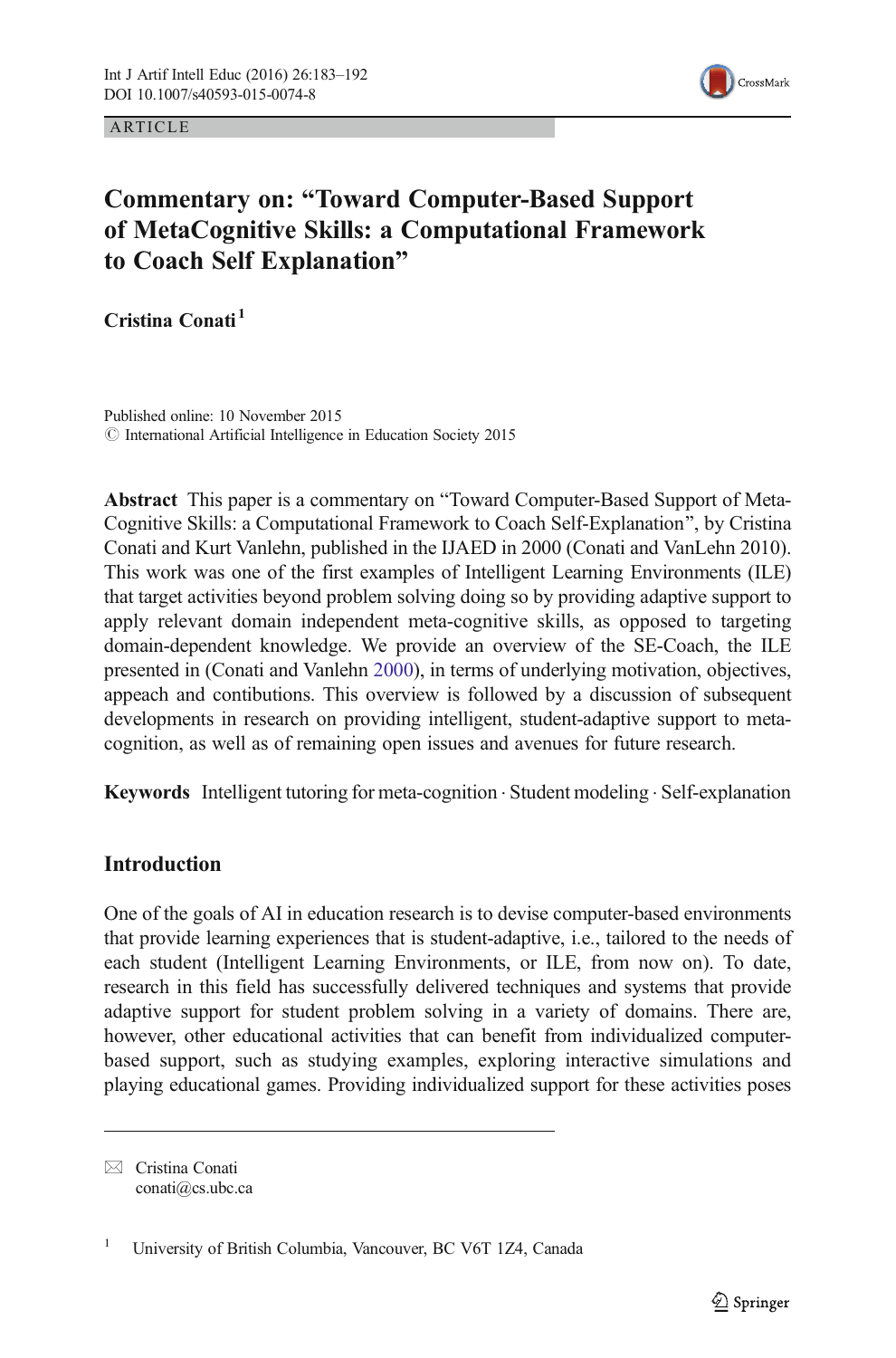ARTICLE

# Commentary on: "Toward Computer-Based Support of MetaCognitive Skills: a Computational Framework to Coach Self Explanation"

**Cristina Conati**[1]

Published online: 10 November 2015
© International Artificial Intelligence in Education Society 2015

**Abstract** This paper is a commentary on "Toward Computer-Based Support of Meta-Cognitive Skills: a Computational Framework to Coach Self-Explanation", by Cristina Conati and Kurt Vanlehn, published in the IJAED in 2000 (Conati and VanLehn 2010). This work was one of the first examples of Intelligent Learning Environments (ILE) that target activities beyond problem solving doing so by providing adaptive support to apply relevant domain independent meta-cognitive skills, as opposed to targeting domain-dependent knowledge. We provide an overview of the SE-Coach, the ILE presented in (Conati and Vanlehn 2000), in terms of underlying motivation, objectives, appeach and contibutions. This overview is followed by a discussion of subsequent developments in research on providing intelligent, student-adaptive support to meta-cognition, as well as of remaining open issues and avenues for future research.

**Keywords** Intelligent tutoring for meta-cognition · Student modeling · Self-explanation

## Introduction

One of the goals of AI in education research is to devise computer-based environments that provide learning experiences that is student-adaptive, i.e., tailored to the needs of each student (Intelligent Learning Environments, or ILE, from now on). To date, research in this field has successfully delivered techniques and systems that provide adaptive support for student problem solving in a variety of domains. There are, however, other educational activities that can benefit from individualized computer-based support, such as studying examples, exploring interactive simulations and playing educational games. Providing individualized support for these activities poses

---

✉ Cristina Conati
conati@cs.ubc.ca

[1] University of British Columbia, Vancouver, BC V6T 1Z4, Canada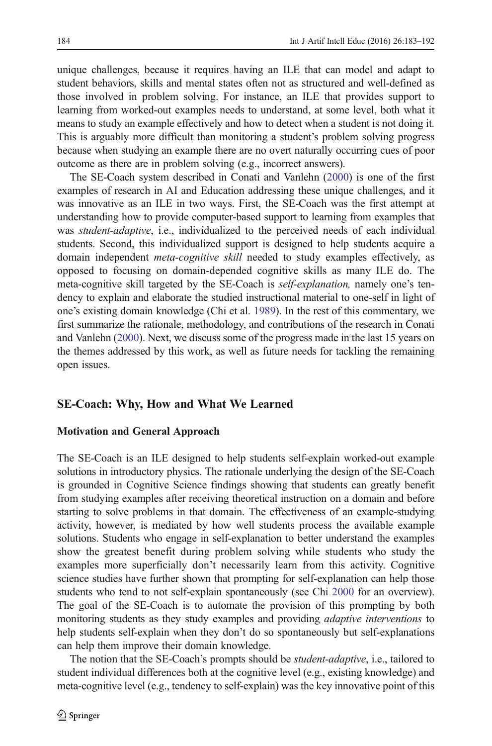unique challenges, because it requires having an ILE that can model and adapt to student behaviors, skills and mental states often not as structured and well-defined as those involved in problem solving. For instance, an ILE that provides support to learning from worked-out examples needs to understand, at some level, both what it means to study an example effectively and how to detect when a student is not doing it. This is arguably more difficult than monitoring a student's problem solving progress because when studying an example there are no overt naturally occurring cues of poor outcome as there are in problem solving (e.g., incorrect answers).

The SE-Coach system described in Conati and Vanlehn (2000) is one of the first examples of research in AI and Education addressing these unique challenges, and it was innovative as an ILE in two ways. First, the SE-Coach was the first attempt at understanding how to provide computer-based support to learning from examples that was *student-adaptive*, i.e., individualized to the perceived needs of each individual students. Second, this individualized support is designed to help students acquire a domain independent *meta-cognitive skill* needed to study examples effectively, as opposed to focusing on domain-depended cognitive skills as many ILE do. The meta-cognitive skill targeted by the SE-Coach is *self-explanation,* namely one's tendency to explain and elaborate the studied instructional material to one-self in light of one's existing domain knowledge (Chi et al. 1989). In the rest of this commentary, we first summarize the rationale, methodology, and contributions of the research in Conati and Vanlehn (2000). Next, we discuss some of the progress made in the last 15 years on the themes addressed by this work, as well as future needs for tackling the remaining open issues.

## SE-Coach: Why, How and What We Learned

### Motivation and General Approach

The SE-Coach is an ILE designed to help students self-explain worked-out example solutions in introductory physics. The rationale underlying the design of the SE-Coach is grounded in Cognitive Science findings showing that students can greatly benefit from studying examples after receiving theoretical instruction on a domain and before starting to solve problems in that domain. The effectiveness of an example-studying activity, however, is mediated by how well students process the available example solutions. Students who engage in self-explanation to better understand the examples show the greatest benefit during problem solving while students who study the examples more superficially don't necessarily learn from this activity. Cognitive science studies have further shown that prompting for self-explanation can help those students who tend to not self-explain spontaneously (see Chi 2000 for an overview). The goal of the SE-Coach is to automate the provision of this prompting by both monitoring students as they study examples and providing *adaptive interventions* to help students self-explain when they don't do so spontaneously but self-explanations can help them improve their domain knowledge.

The notion that the SE-Coach's prompts should be *student-adaptive*, i.e., tailored to student individual differences both at the cognitive level (e.g., existing knowledge) and meta-cognitive level (e.g., tendency to self-explain) was the key innovative point of this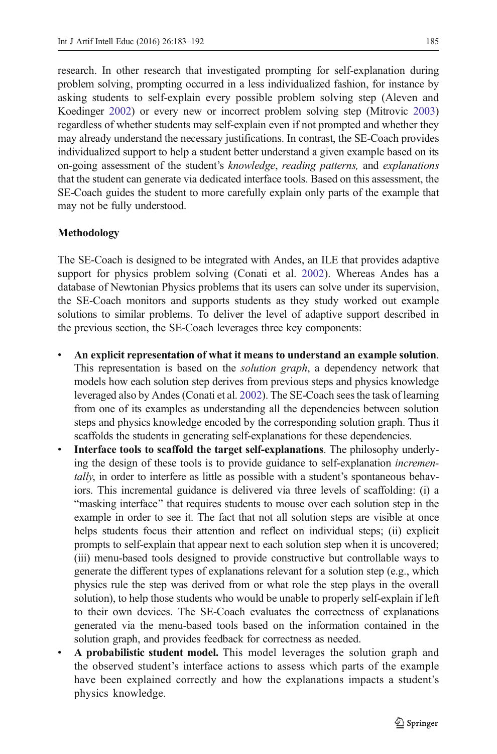research. In other research that investigated prompting for self-explanation during problem solving, prompting occurred in a less individualized fashion, for instance by asking students to self-explain every possible problem solving step (Aleven and Koedinger 2002) or every new or incorrect problem solving step (Mitrovic 2003) regardless of whether students may self-explain even if not prompted and whether they may already understand the necessary justifications. In contrast, the SE-Coach provides individualized support to help a student better understand a given example based on its on-going assessment of the student's *knowledge*, *reading patterns,* and *explanations* that the student can generate via dedicated interface tools. Based on this assessment, the SE-Coach guides the student to more carefully explain only parts of the example that may not be fully understood.

### Methodology

The SE-Coach is designed to be integrated with Andes, an ILE that provides adaptive support for physics problem solving (Conati et al. 2002). Whereas Andes has a database of Newtonian Physics problems that its users can solve under its supervision, the SE-Coach monitors and supports students as they study worked out example solutions to similar problems. To deliver the level of adaptive support described in the previous section, the SE-Coach leverages three key components:

- **An explicit representation of what it means to understand an example solution**. This representation is based on the *solution graph*, a dependency network that models how each solution step derives from previous steps and physics knowledge leveraged also by Andes (Conati et al. 2002). The SE-Coach sees the task of learning from one of its examples as understanding all the dependencies between solution steps and physics knowledge encoded by the corresponding solution graph. Thus it scaffolds the students in generating self-explanations for these dependencies.
- **Interface tools to scaffold the target self-explanations**. The philosophy underlying the design of these tools is to provide guidance to self-explanation *incrementally*, in order to interfere as little as possible with a student's spontaneous behaviors. This incremental guidance is delivered via three levels of scaffolding: (i) a "masking interface" that requires students to mouse over each solution step in the example in order to see it. The fact that not all solution steps are visible at once helps students focus their attention and reflect on individual steps; (ii) explicit prompts to self-explain that appear next to each solution step when it is uncovered; (iii) menu-based tools designed to provide constructive but controllable ways to generate the different types of explanations relevant for a solution step (e.g., which physics rule the step was derived from or what role the step plays in the overall solution), to help those students who would be unable to properly self-explain if left to their own devices. The SE-Coach evaluates the correctness of explanations generated via the menu-based tools based on the information contained in the solution graph, and provides feedback for correctness as needed.
- **A probabilistic student model.** This model leverages the solution graph and the observed student's interface actions to assess which parts of the example have been explained correctly and how the explanations impacts a student's physics knowledge.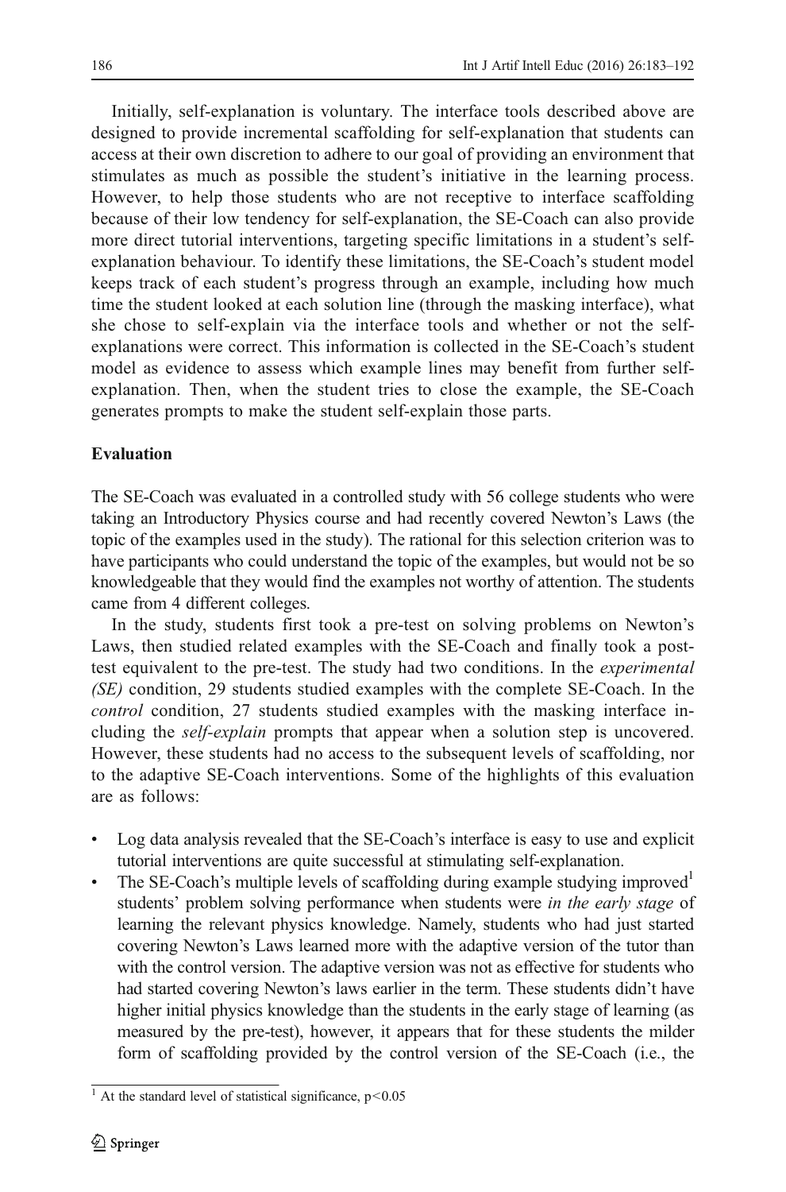Initially, self-explanation is voluntary. The interface tools described above are designed to provide incremental scaffolding for self-explanation that students can access at their own discretion to adhere to our goal of providing an environment that stimulates as much as possible the student's initiative in the learning process. However, to help those students who are not receptive to interface scaffolding because of their low tendency for self-explanation, the SE-Coach can also provide more direct tutorial interventions, targeting specific limitations in a student's self-explanation behaviour. To identify these limitations, the SE-Coach's student model keeps track of each student's progress through an example, including how much time the student looked at each solution line (through the masking interface), what she chose to self-explain via the interface tools and whether or not the self-explanations were correct. This information is collected in the SE-Coach's student model as evidence to assess which example lines may benefit from further self-explanation. Then, when the student tries to close the example, the SE-Coach generates prompts to make the student self-explain those parts.

## Evaluation

The SE-Coach was evaluated in a controlled study with 56 college students who were taking an Introductory Physics course and had recently covered Newton's Laws (the topic of the examples used in the study). The rational for this selection criterion was to have participants who could understand the topic of the examples, but would not be so knowledgeable that they would find the examples not worthy of attention. The students came from 4 different colleges.

In the study, students first took a pre-test on solving problems on Newton's Laws, then studied related examples with the SE-Coach and finally took a post-test equivalent to the pre-test. The study had two conditions. In the *experimental (SE)* condition, 29 students studied examples with the complete SE-Coach. In the *control* condition, 27 students studied examples with the masking interface including the *self-explain* prompts that appear when a solution step is uncovered. However, these students had no access to the subsequent levels of scaffolding, nor to the adaptive SE-Coach interventions. Some of the highlights of this evaluation are as follows:

- Log data analysis revealed that the SE-Coach's interface is easy to use and explicit tutorial interventions are quite successful at stimulating self-explanation.
- The SE-Coach's multiple levels of scaffolding during example studying improved[1] students' problem solving performance when students were *in the early stage* of learning the relevant physics knowledge. Namely, students who had just started covering Newton's Laws learned more with the adaptive version of the tutor than with the control version. The adaptive version was not as effective for students who had started covering Newton's laws earlier in the term. These students didn't have higher initial physics knowledge than the students in the early stage of learning (as measured by the pre-test), however, it appears that for these students the milder form of scaffolding provided by the control version of the SE-Coach (i.e., the

[1] At the standard level of statistical significance, $p<0.05$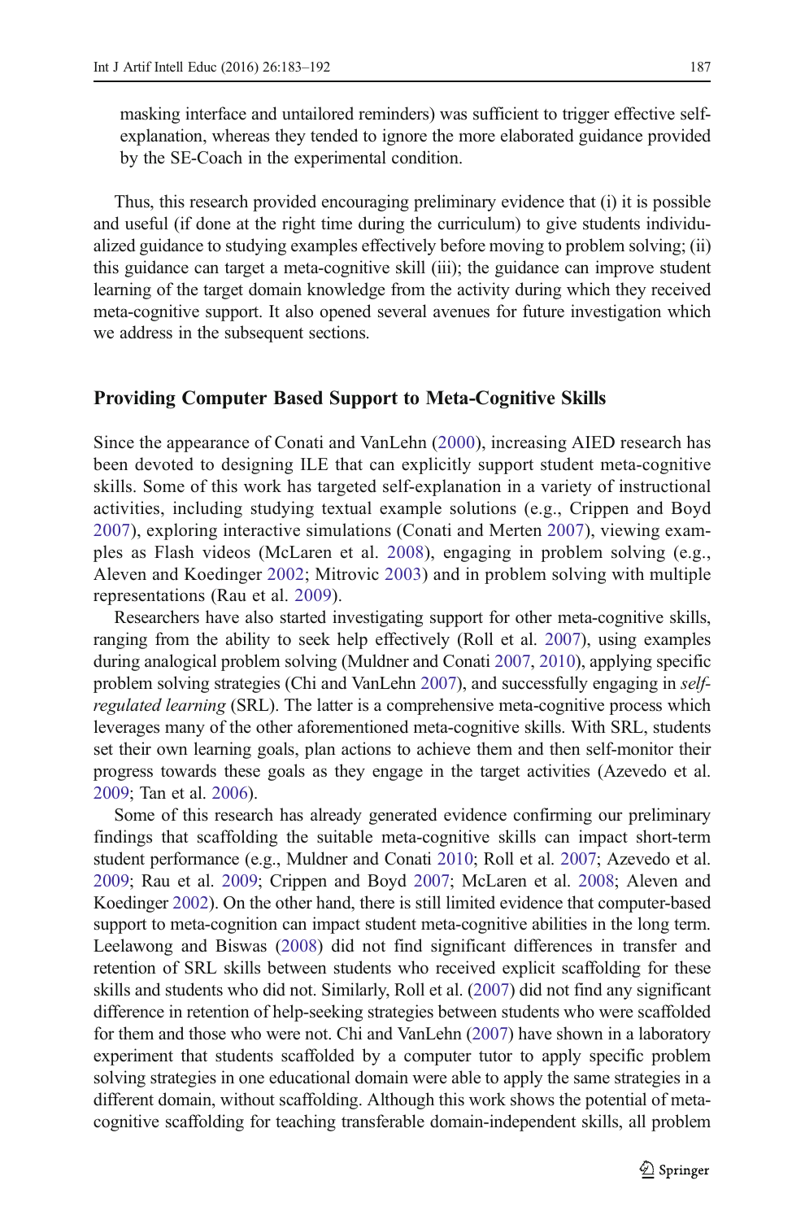masking interface and untailored reminders) was sufficient to trigger effective self-explanation, whereas they tended to ignore the more elaborated guidance provided by the SE-Coach in the experimental condition.

Thus, this research provided encouraging preliminary evidence that (i) it is possible and useful (if done at the right time during the curriculum) to give students individualized guidance to studying examples effectively before moving to problem solving; (ii) this guidance can target a meta-cognitive skill (iii); the guidance can improve student learning of the target domain knowledge from the activity during which they received meta-cognitive support. It also opened several avenues for future investigation which we address in the subsequent sections.

## Providing Computer Based Support to Meta-Cognitive Skills

Since the appearance of Conati and VanLehn (2000), increasing AIED research has been devoted to designing ILE that can explicitly support student meta-cognitive skills. Some of this work has targeted self-explanation in a variety of instructional activities, including studying textual example solutions (e.g., Crippen and Boyd 2007), exploring interactive simulations (Conati and Merten 2007), viewing examples as Flash videos (McLaren et al. 2008), engaging in problem solving (e.g., Aleven and Koedinger 2002; Mitrovic 2003) and in problem solving with multiple representations (Rau et al. 2009).

Researchers have also started investigating support for other meta-cognitive skills, ranging from the ability to seek help effectively (Roll et al. 2007), using examples during analogical problem solving (Muldner and Conati 2007, 2010), applying specific problem solving strategies (Chi and VanLehn 2007), and successfully engaging in *self-regulated learning* (SRL). The latter is a comprehensive meta-cognitive process which leverages many of the other aforementioned meta-cognitive skills. With SRL, students set their own learning goals, plan actions to achieve them and then self-monitor their progress towards these goals as they engage in the target activities (Azevedo et al. 2009; Tan et al. 2006).

Some of this research has already generated evidence confirming our preliminary findings that scaffolding the suitable meta-cognitive skills can impact short-term student performance (e.g., Muldner and Conati 2010; Roll et al. 2007; Azevedo et al. 2009; Rau et al. 2009; Crippen and Boyd 2007; McLaren et al. 2008; Aleven and Koedinger 2002). On the other hand, there is still limited evidence that computer-based support to meta-cognition can impact student meta-cognitive abilities in the long term. Leelawong and Biswas (2008) did not find significant differences in transfer and retention of SRL skills between students who received explicit scaffolding for these skills and students who did not. Similarly, Roll et al. (2007) did not find any significant difference in retention of help-seeking strategies between students who were scaffolded for them and those who were not. Chi and VanLehn (2007) have shown in a laboratory experiment that students scaffolded by a computer tutor to apply specific problem solving strategies in one educational domain were able to apply the same strategies in a different domain, without scaffolding. Although this work shows the potential of meta-cognitive scaffolding for teaching transferable domain-independent skills, all problem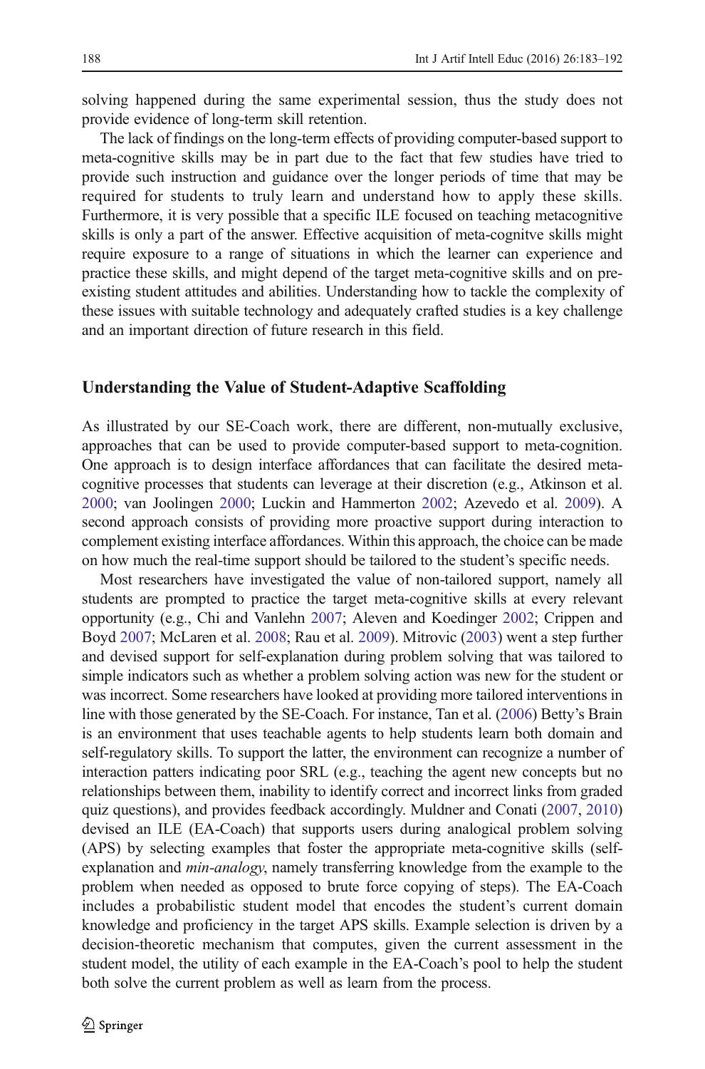solving happened during the same experimental session, thus the study does not provide evidence of long-term skill retention.

The lack of findings on the long-term effects of providing computer-based support to meta-cognitive skills may be in part due to the fact that few studies have tried to provide such instruction and guidance over the longer periods of time that may be required for students to truly learn and understand how to apply these skills. Furthermore, it is very possible that a specific ILE focused on teaching metacognitive skills is only a part of the answer. Effective acquisition of meta-cognitve skills might require exposure to a range of situations in which the learner can experience and practice these skills, and might depend of the target meta-cognitive skills and on pre-existing student attitudes and abilities. Understanding how to tackle the complexity of these issues with suitable technology and adequately crafted studies is a key challenge and an important direction of future research in this field.

## Understanding the Value of Student-Adaptive Scaffolding

As illustrated by our SE-Coach work, there are different, non-mutually exclusive, approaches that can be used to provide computer-based support to meta-cognition. One approach is to design interface affordances that can facilitate the desired meta-cognitive processes that students can leverage at their discretion (e.g., Atkinson et al. 2000; van Joolingen 2000; Luckin and Hammerton 2002; Azevedo et al. 2009). A second approach consists of providing more proactive support during interaction to complement existing interface affordances. Within this approach, the choice can be made on how much the real-time support should be tailored to the student's specific needs.

Most researchers have investigated the value of non-tailored support, namely all students are prompted to practice the target meta-cognitive skills at every relevant opportunity (e.g., Chi and Vanlehn 2007; Aleven and Koedinger 2002; Crippen and Boyd 2007; McLaren et al. 2008; Rau et al. 2009). Mitrovic (2003) went a step further and devised support for self-explanation during problem solving that was tailored to simple indicators such as whether a problem solving action was new for the student or was incorrect. Some researchers have looked at providing more tailored interventions in line with those generated by the SE-Coach. For instance, Tan et al. (2006) Betty's Brain is an environment that uses teachable agents to help students learn both domain and self-regulatory skills. To support the latter, the environment can recognize a number of interaction patters indicating poor SRL (e.g., teaching the agent new concepts but no relationships between them, inability to identify correct and incorrect links from graded quiz questions), and provides feedback accordingly. Muldner and Conati (2007, 2010) devised an ILE (EA-Coach) that supports users during analogical problem solving (APS) by selecting examples that foster the appropriate meta-cognitive skills (self-explanation and *min-analogy*, namely transferring knowledge from the example to the problem when needed as opposed to brute force copying of steps). The EA-Coach includes a probabilistic student model that encodes the student's current domain knowledge and proficiency in the target APS skills. Example selection is driven by a decision-theoretic mechanism that computes, given the current assessment in the student model, the utility of each example in the EA-Coach's pool to help the student both solve the current problem as well as learn from the process.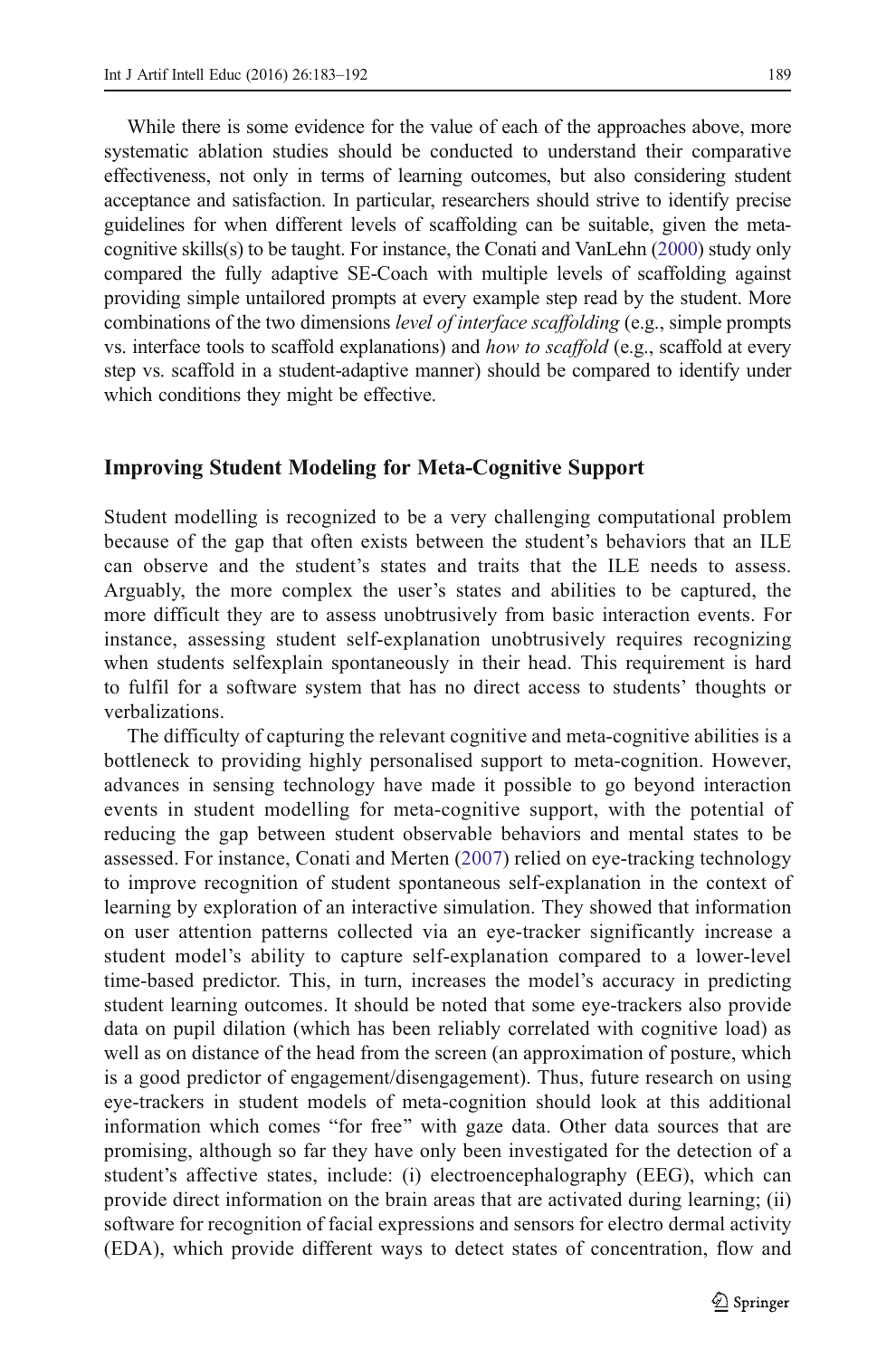While there is some evidence for the value of each of the approaches above, more systematic ablation studies should be conducted to understand their comparative effectiveness, not only in terms of learning outcomes, but also considering student acceptance and satisfaction. In particular, researchers should strive to identify precise guidelines for when different levels of scaffolding can be suitable, given the meta-cognitive skills(s) to be taught. For instance, the Conati and VanLehn (2000) study only compared the fully adaptive SE-Coach with multiple levels of scaffolding against providing simple untailored prompts at every example step read by the student. More combinations of the two dimensions *level of interface scaffolding* (e.g., simple prompts vs. interface tools to scaffold explanations) and *how to scaffold* (e.g., scaffold at every step vs. scaffold in a student-adaptive manner) should be compared to identify under which conditions they might be effective.

## Improving Student Modeling for Meta-Cognitive Support

Student modelling is recognized to be a very challenging computational problem because of the gap that often exists between the student's behaviors that an ILE can observe and the student's states and traits that the ILE needs to assess. Arguably, the more complex the user's states and abilities to be captured, the more difficult they are to assess unobtrusively from basic interaction events. For instance, assessing student self-explanation unobtrusively requires recognizing when students selfexplain spontaneously in their head. This requirement is hard to fulfil for a software system that has no direct access to students' thoughts or verbalizations.

The difficulty of capturing the relevant cognitive and meta-cognitive abilities is a bottleneck to providing highly personalised support to meta-cognition. However, advances in sensing technology have made it possible to go beyond interaction events in student modelling for meta-cognitive support, with the potential of reducing the gap between student observable behaviors and mental states to be assessed. For instance, Conati and Merten (2007) relied on eye-tracking technology to improve recognition of student spontaneous self-explanation in the context of learning by exploration of an interactive simulation. They showed that information on user attention patterns collected via an eye-tracker significantly increase a student model's ability to capture self-explanation compared to a lower-level time-based predictor. This, in turn, increases the model's accuracy in predicting student learning outcomes. It should be noted that some eye-trackers also provide data on pupil dilation (which has been reliably correlated with cognitive load) as well as on distance of the head from the screen (an approximation of posture, which is a good predictor of engagement/disengagement). Thus, future research on using eye-trackers in student models of meta-cognition should look at this additional information which comes "for free" with gaze data. Other data sources that are promising, although so far they have only been investigated for the detection of a student's affective states, include: (i) electroencephalography (EEG), which can provide direct information on the brain areas that are activated during learning; (ii) software for recognition of facial expressions and sensors for electro dermal activity (EDA), which provide different ways to detect states of concentration, flow and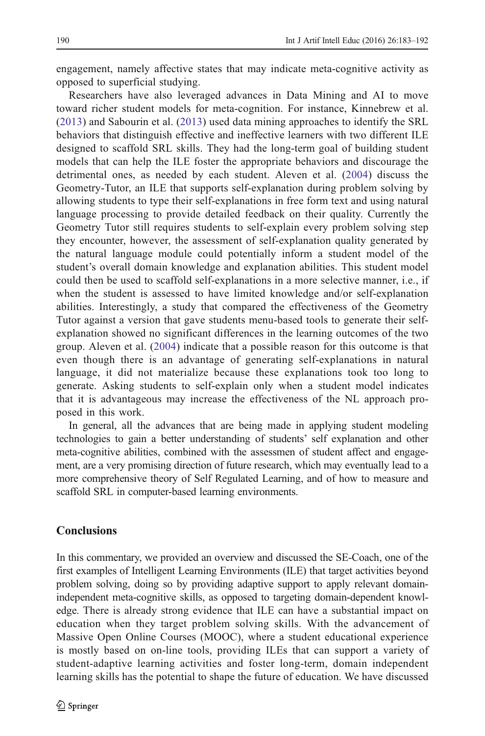engagement, namely affective states that may indicate meta-cognitive activity as opposed to superficial studying.

Researchers have also leveraged advances in Data Mining and AI to move toward richer student models for meta-cognition. For instance, Kinnebrew et al. (2013) and Sabourin et al. (2013) used data mining approaches to identify the SRL behaviors that distinguish effective and ineffective learners with two different ILE designed to scaffold SRL skills. They had the long-term goal of building student models that can help the ILE foster the appropriate behaviors and discourage the detrimental ones, as needed by each student. Aleven et al. (2004) discuss the Geometry-Tutor, an ILE that supports self-explanation during problem solving by allowing students to type their self-explanations in free form text and using natural language processing to provide detailed feedback on their quality. Currently the Geometry Tutor still requires students to self-explain every problem solving step they encounter, however, the assessment of self-explanation quality generated by the natural language module could potentially inform a student model of the student's overall domain knowledge and explanation abilities. This student model could then be used to scaffold self-explanations in a more selective manner, i.e., if when the student is assessed to have limited knowledge and/or self-explanation abilities. Interestingly, a study that compared the effectiveness of the Geometry Tutor against a version that gave students menu-based tools to generate their self-explanation showed no significant differences in the learning outcomes of the two group. Aleven et al. (2004) indicate that a possible reason for this outcome is that even though there is an advantage of generating self-explanations in natural language, it did not materialize because these explanations took too long to generate. Asking students to self-explain only when a student model indicates that it is advantageous may increase the effectiveness of the NL approach proposed in this work.

In general, all the advances that are being made in applying student modeling technologies to gain a better understanding of students' self explanation and other meta-cognitive abilities, combined with the assessmen of student affect and engagement, are a very promising direction of future research, which may eventually lead to a more comprehensive theory of Self Regulated Learning, and of how to measure and scaffold SRL in computer-based learning environments.

## Conclusions

In this commentary, we provided an overview and discussed the SE-Coach, one of the first examples of Intelligent Learning Environments (ILE) that target activities beyond problem solving, doing so by providing adaptive support to apply relevant domain-independent meta-cognitive skills, as opposed to targeting domain-dependent knowledge. There is already strong evidence that ILE can have a substantial impact on education when they target problem solving skills. With the advancement of Massive Open Online Courses (MOOC), where a student educational experience is mostly based on on-line tools, providing ILEs that can support a variety of student-adaptive learning activities and foster long-term, domain independent learning skills has the potential to shape the future of education. We have discussed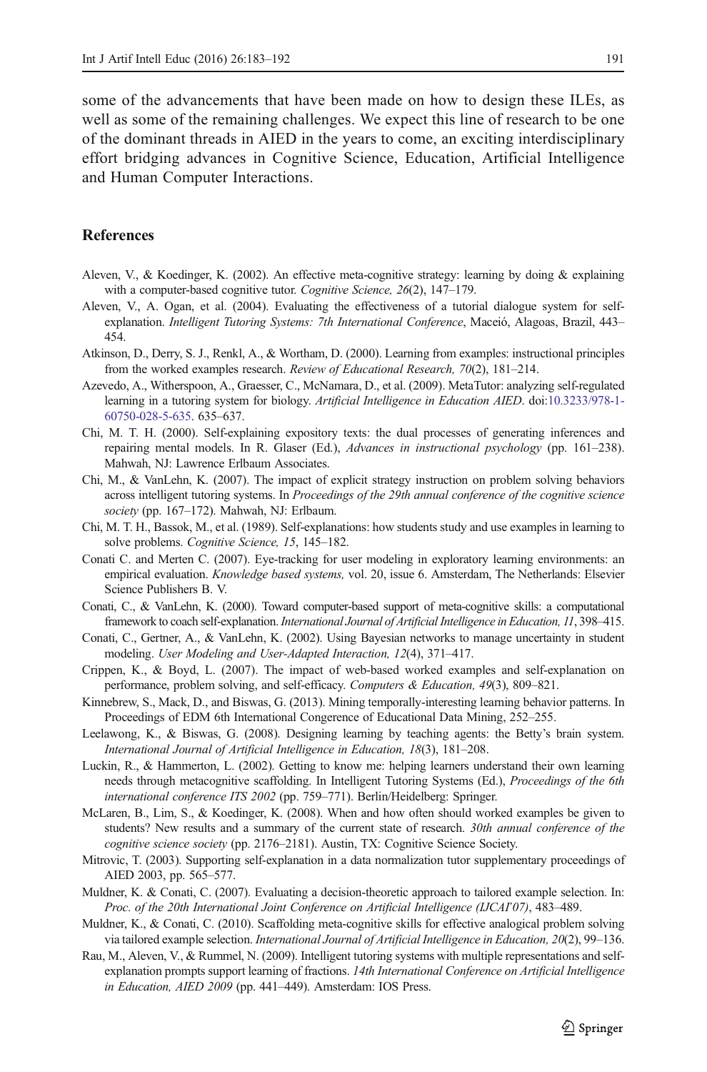some of the advancements that have been made on how to design these ILEs, as well as some of the remaining challenges. We expect this line of research to be one of the dominant threads in AIED in the years to come, an exciting interdisciplinary effort bridging advances in Cognitive Science, Education, Artificial Intelligence and Human Computer Interactions.

## References

Aleven, V., & Koedinger, K. (2002). An effective meta-cognitive strategy: learning by doing & explaining with a computer-based cognitive tutor. *Cognitive Science, 26*(2), 147–179.

Aleven, V., A. Ogan, et al. (2004). Evaluating the effectiveness of a tutorial dialogue system for self-explanation. *Intelligent Tutoring Systems: 7th International Conference*, Maceió, Alagoas, Brazil, 443–454.

Atkinson, D., Derry, S. J., Renkl, A., & Wortham, D. (2000). Learning from examples: instructional principles from the worked examples research. *Review of Educational Research, 70*(2), 181–214.

Azevedo, A., Witherspoon, A., Graesser, C., McNamara, D., et al. (2009). MetaTutor: analyzing self-regulated learning in a tutoring system for biology. *Artificial Intelligence in Education AIED*. doi:10.3233/978-1-60750-028-5-635. 635–637.

Chi, M. T. H. (2000). Self-explaining expository texts: the dual processes of generating inferences and repairing mental models. In R. Glaser (Ed.), *Advances in instructional psychology* (pp. 161–238). Mahwah, NJ: Lawrence Erlbaum Associates.

Chi, M., & VanLehn, K. (2007). The impact of explicit strategy instruction on problem solving behaviors across intelligent tutoring systems. In *Proceedings of the 29th annual conference of the cognitive science society* (pp. 167–172). Mahwah, NJ: Erlbaum.

Chi, M. T. H., Bassok, M., et al. (1989). Self-explanations: how students study and use examples in learning to solve problems. *Cognitive Science, 15*, 145–182.

Conati C. and Merten C. (2007). Eye-tracking for user modeling in exploratory learning environments: an empirical evaluation. *Knowledge based systems,* vol. 20, issue 6. Amsterdam, The Netherlands: Elsevier Science Publishers B. V.

Conati, C., & VanLehn, K. (2000). Toward computer-based support of meta-cognitive skills: a computational framework to coach self-explanation. *International Journal of Artificial Intelligence in Education, 11*, 398–415.

Conati, C., Gertner, A., & VanLehn, K. (2002). Using Bayesian networks to manage uncertainty in student modeling. *User Modeling and User-Adapted Interaction, 12*(4), 371–417.

Crippen, K., & Boyd, L. (2007). The impact of web-based worked examples and self-explanation on performance, problem solving, and self-efficacy. *Computers & Education, 49*(3), 809–821.

Kinnebrew, S., Mack, D., and Biswas, G. (2013). Mining temporally-interesting learning behavior patterns. In Proceedings of EDM 6th International Congerence of Educational Data Mining, 252–255.

Leelawong, K., & Biswas, G. (2008). Designing learning by teaching agents: the Betty's brain system. *International Journal of Artificial Intelligence in Education, 18*(3), 181–208.

Luckin, R., & Hammerton, L. (2002). Getting to know me: helping learners understand their own learning needs through metacognitive scaffolding. In Intelligent Tutoring Systems (Ed.), *Proceedings of the 6th international conference ITS 2002* (pp. 759–771). Berlin/Heidelberg: Springer.

McLaren, B., Lim, S., & Koedinger, K. (2008). When and how often should worked examples be given to students? New results and a summary of the current state of research. *30th annual conference of the cognitive science society* (pp. 2176–2181). Austin, TX: Cognitive Science Society.

Mitrovic, T. (2003). Supporting self-explanation in a data normalization tutor supplementary proceedings of AIED 2003, pp. 565–577.

Muldner, K. & Conati, C. (2007). Evaluating a decision-theoretic approach to tailored example selection. In: *Proc. of the 20th International Joint Conference on Artificial Intelligence (IJCAI'07)*, 483–489.

Muldner, K., & Conati, C. (2010). Scaffolding meta-cognitive skills for effective analogical problem solving via tailored example selection. *International Journal of Artificial Intelligence in Education, 20*(2), 99–136.

Rau, M., Aleven, V., & Rummel, N. (2009). Intelligent tutoring systems with multiple representations and self-explanation prompts support learning of fractions. *14th International Conference on Artificial Intelligence in Education, AIED 2009* (pp. 441–449). Amsterdam: IOS Press.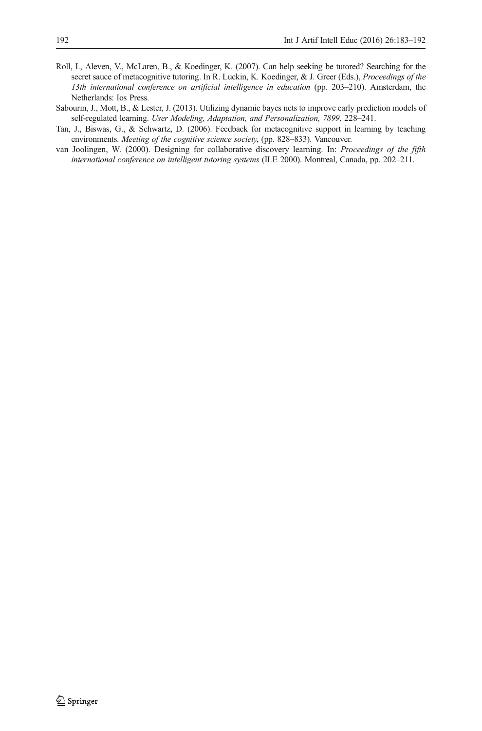Roll, I., Aleven, V., McLaren, B., & Koedinger, K. (2007). Can help seeking be tutored? Searching for the secret sauce of metacognitive tutoring. In R. Luckin, K. Koedinger, & J. Greer (Eds.), *Proceedings of the 13th international conference on artificial intelligence in education* (pp. 203–210). Amsterdam, the Netherlands: Ios Press.

Sabourin, J., Mott, B., & Lester, J. (2013). Utilizing dynamic bayes nets to improve early prediction models of self-regulated learning. *User Modeling, Adaptation, and Personalization, 7899*, 228–241.

Tan, J., Biswas, G., & Schwartz, D. (2006). Feedback for metacognitive support in learning by teaching environments. *Meeting of the cognitive science society*, (pp. 828–833). Vancouver.

van Joolingen, W. (2000). Designing for collaborative discovery learning. In: *Proceedings of the fifth international conference on intelligent tutoring systems* (ILE 2000). Montreal, Canada, pp. 202–211.